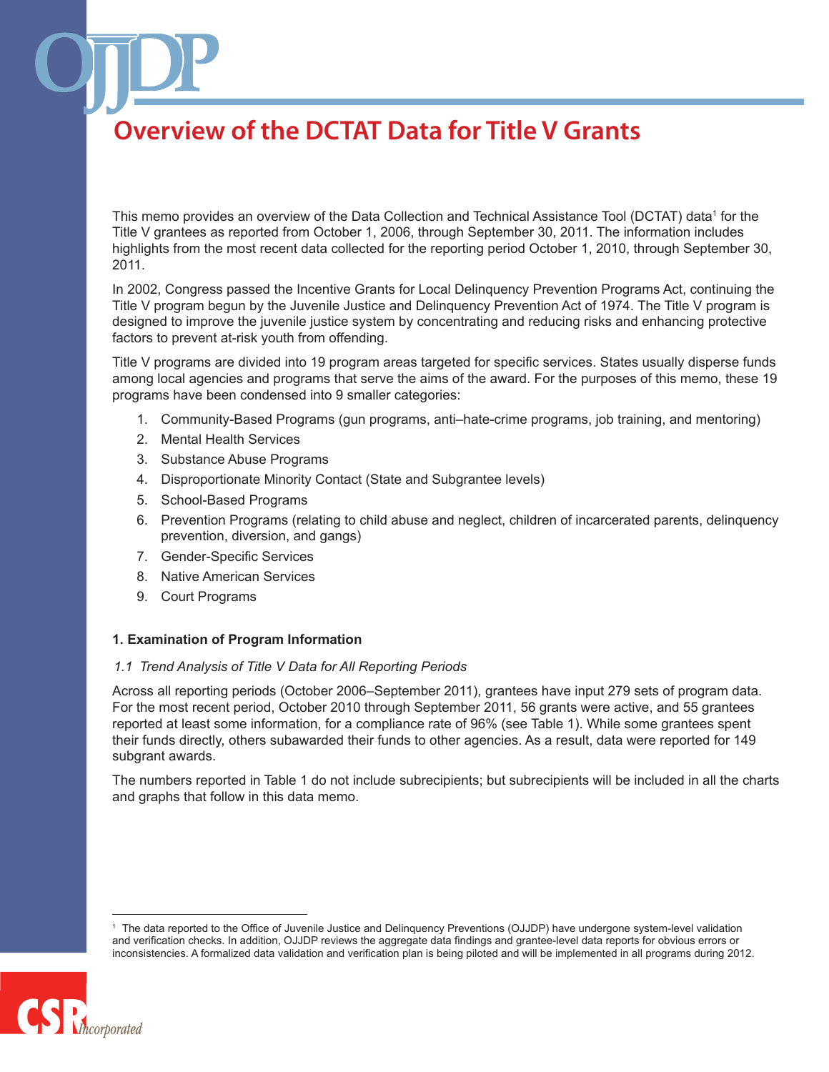# Overview of the DCTAT Data for Title V Grants

This memo provides an overview of the Data Collection and Technical Assistance Tool (DCTAT) data[1] for the Title V grantees as reported from October 1, 2006, through September 30, 2011. The information includes highlights from the most recent data collected for the reporting period October 1, 2010, through September 30, 2011.

In 2002, Congress passed the Incentive Grants for Local Delinquency Prevention Programs Act, continuing the Title V program begun by the Juvenile Justice and Delinquency Prevention Act of 1974. The Title V program is designed to improve the juvenile justice system by concentrating and reducing risks and enhancing protective factors to prevent at-risk youth from offending.

Title V programs are divided into 19 program areas targeted for specific services. States usually disperse funds among local agencies and programs that serve the aims of the award. For the purposes of this memo, these 19 programs have been condensed into 9 smaller categories:

1. Community-Based Programs (gun programs, anti–hate-crime programs, job training, and mentoring)
2. Mental Health Services
3. Substance Abuse Programs
4. Disproportionate Minority Contact (State and Subgrantee levels)
5. School-Based Programs
6. Prevention Programs (relating to child abuse and neglect, children of incarcerated parents, delinquency prevention, diversion, and gangs)
7. Gender-Specific Services
8. Native American Services
9. Court Programs

**1. Examination of Program Information**

*1.1 Trend Analysis of Title V Data for All Reporting Periods*

Across all reporting periods (October 2006–September 2011), grantees have input 279 sets of program data. For the most recent period, October 2010 through September 2011, 56 grants were active, and 55 grantees reported at least some information, for a compliance rate of 96% (see Table 1). While some grantees spent their funds directly, others subawarded their funds to other agencies. As a result, data were reported for 149 subgrant awards.

The numbers reported in Table 1 do not include subrecipients; but subrecipients will be included in all the charts and graphs that follow in this data memo.

[1] The data reported to the Office of Juvenile Justice and Delinquency Preventions (OJJDP) have undergone system-level validation and verification checks. In addition, OJJDP reviews the aggregate data findings and grantee-level data reports for obvious errors or inconsistencies. A formalized data validation and verification plan is being piloted and will be implemented in all programs during 2012.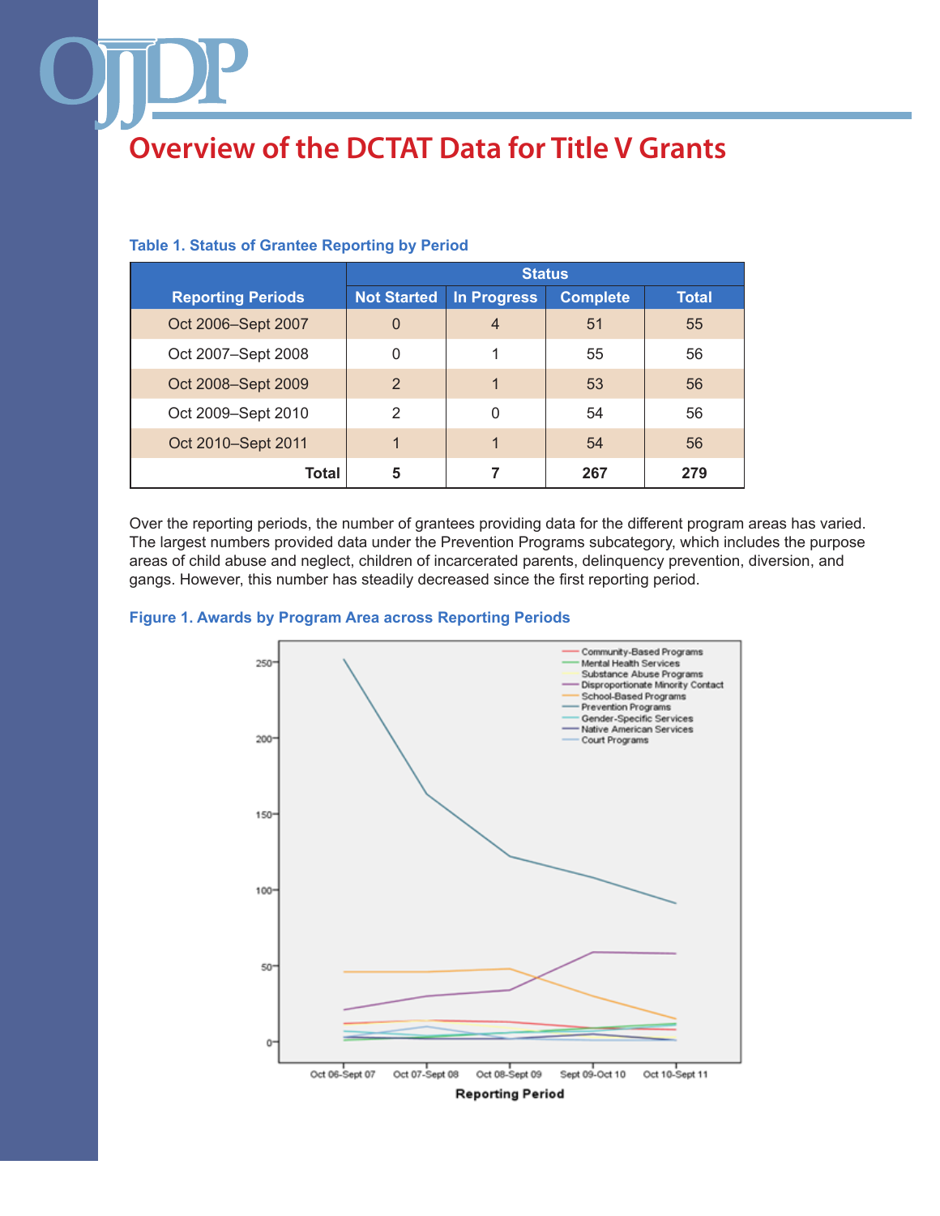# Overview of the DCTAT Data for Title V Grants

**Table 1. Status of Grantee Reporting by Period**

| Reporting Periods | Status | | | |
|---|---|---|---|---|
| | Not Started | In Progress | Complete | Total |
| Oct 2006–Sept 2007 | 0 | 4 | 51 | 55 |
| Oct 2007–Sept 2008 | 0 | 1 | 55 | 56 |
| Oct 2008–Sept 2009 | 2 | 1 | 53 | 56 |
| Oct 2009–Sept 2010 | 2 | 0 | 54 | 56 |
| Oct 2010–Sept 2011 | 1 | 1 | 54 | 56 |
| **Total** | **5** | **7** | **267** | **279** |

Over the reporting periods, the number of grantees providing data for the different program areas has varied. The largest numbers provided data under the Prevention Programs subcategory, which includes the purpose areas of child abuse and neglect, children of incarcerated parents, delinquency prevention, diversion, and gangs. However, this number has steadily decreased since the first reporting period.

**Figure 1. Awards by Program Area across Reporting Periods**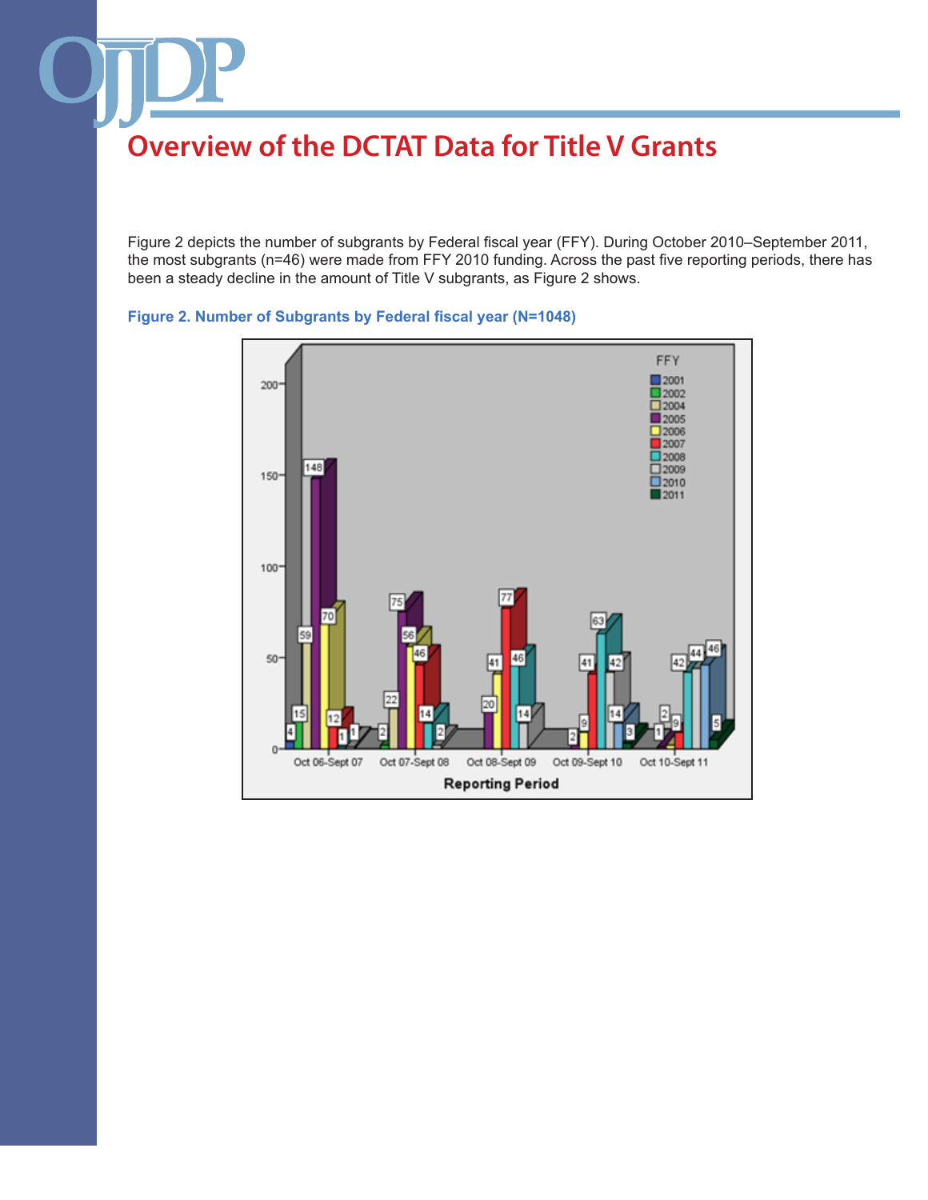# Overview of the DCTAT Data for Title V Grants

Figure 2 depicts the number of subgrants by Federal fiscal year (FFY). During October 2010–September 2011, the most subgrants (n=46) were made from FFY 2010 funding. Across the past five reporting periods, there has been a steady decline in the amount of Title V subgrants, as Figure 2 shows.

**Figure 2. Number of Subgrants by Federal fiscal year (N=1048)**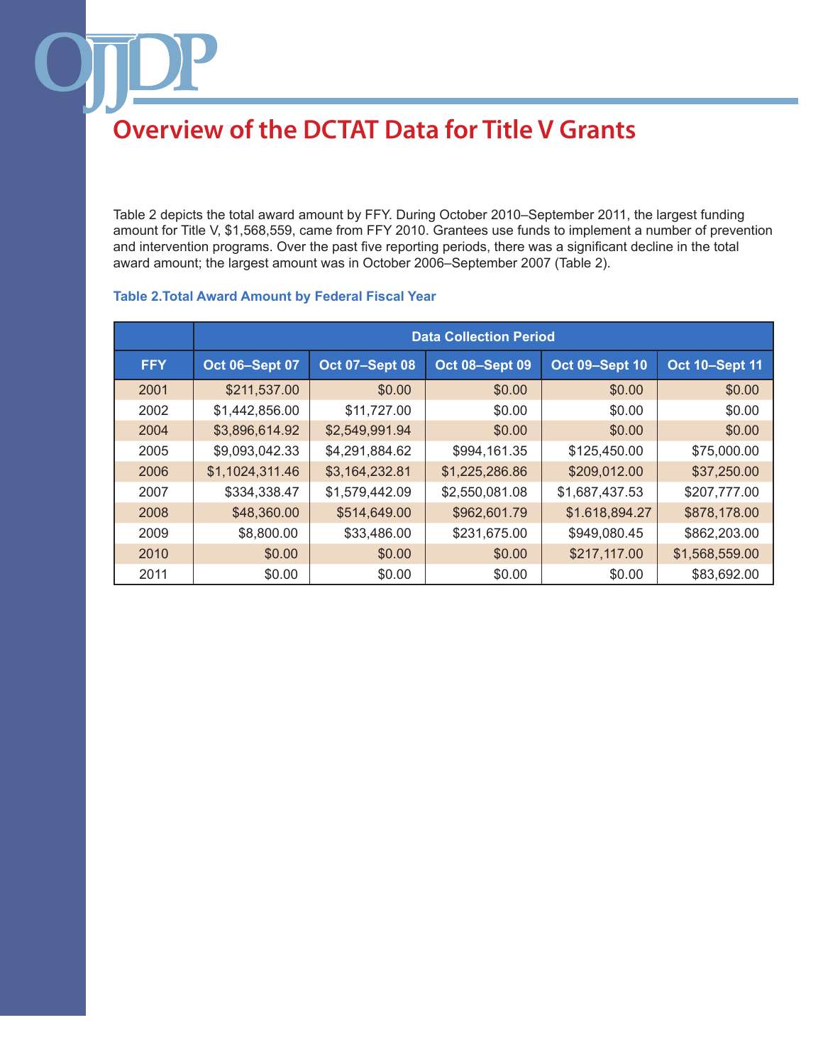# Overview of the DCTAT Data for Title V Grants

Table 2 depicts the total award amount by FFY. During October 2010–September 2011, the largest funding amount for Title V, $1,568,559, came from FFY 2010. Grantees use funds to implement a number of prevention and intervention programs. Over the past five reporting periods, there was a significant decline in the total award amount; the largest amount was in October 2006–September 2007 (Table 2).

**Table 2.Total Award Amount by Federal Fiscal Year**

| | Data Collection Period | | | | |
|---|---|---|---|---|---|
| **FFY** | **Oct 06–Sept 07** | **Oct 07–Sept 08** | **Oct 08–Sept 09** | **Oct 09–Sept 10** | **Oct 10–Sept 11** |
| 2001 | $211,537.00 | $0.00 | $0.00 | $0.00 | $0.00 |
| 2002 | $1,442,856.00 | $11,727.00 | $0.00 | $0.00 | $0.00 |
| 2004 | $3,896,614.92 | $2,549,991.94 | $0.00 | $0.00 | $0.00 |
| 2005 | $9,093,042.33 | $4,291,884.62 | $994,161.35 | $125,450.00 | $75,000.00 |
| 2006 | $1,1024,311.46 | $3,164,232.81 | $1,225,286.86 | $209,012.00 | $37,250.00 |
| 2007 | $334,338.47 | $1,579,442.09 | $2,550,081.08 | $1,687,437.53 | $207,777.00 |
| 2008 | $48,360.00 | $514,649.00 | $962,601.79 | $1.618,894.27 | $878,178.00 |
| 2009 | $8,800.00 | $33,486.00 | $231,675.00 | $949,080.45 | $862,203.00 |
| 2010 | $0.00 | $0.00 | $0.00 | $217,117.00 | $1,568,559.00 |
| 2011 | $0.00 | $0.00 | $0.00 | $0.00 | $83,692.00 |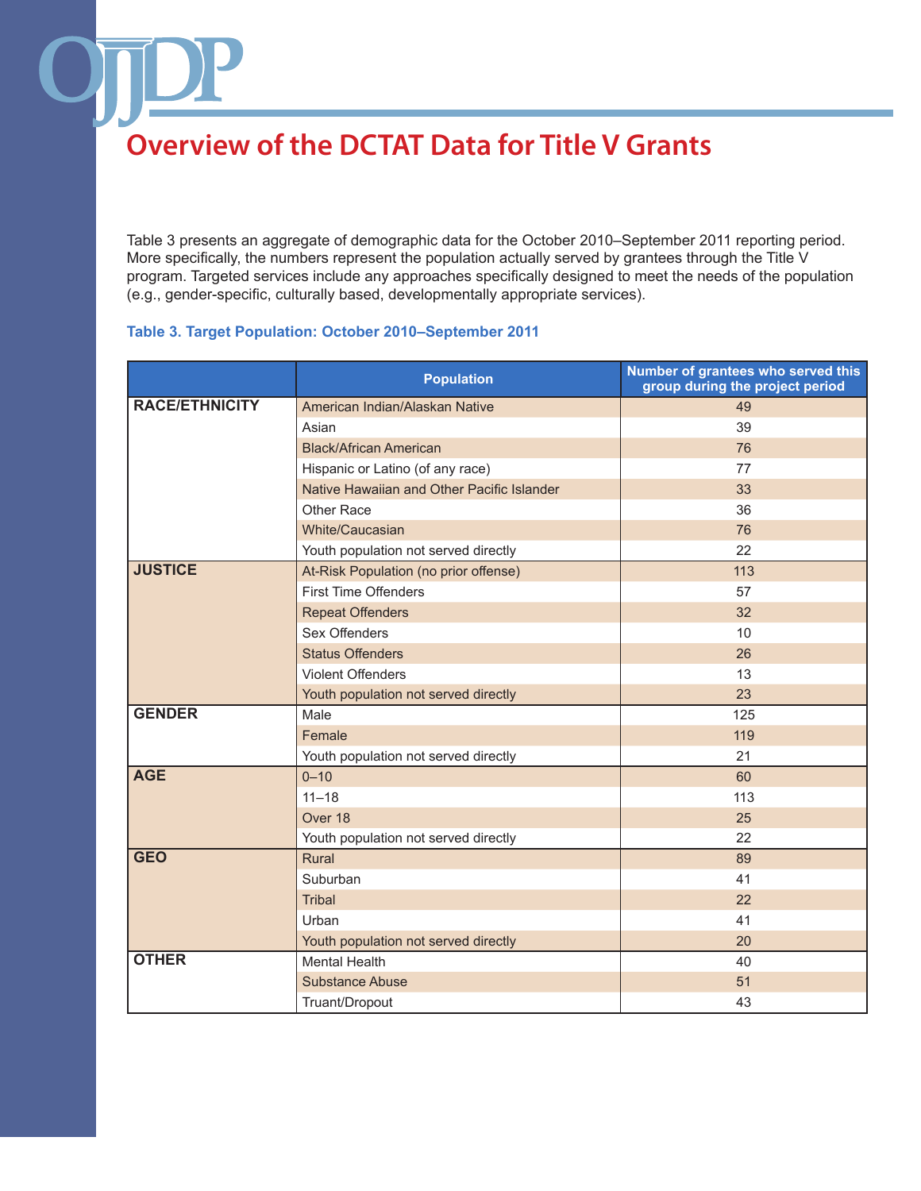# Overview of the DCTAT Data for Title V Grants

Table 3 presents an aggregate of demographic data for the October 2010–September 2011 reporting period. More specifically, the numbers represent the population actually served by grantees through the Title V program. Targeted services include any approaches specifically designed to meet the needs of the population (e.g., gender-specific, culturally based, developmentally appropriate services).

**Table 3. Target Population: October 2010–September 2011**

| | Population | Number of grantees who served this group during the project period |
|---|---|---|
| **RACE/ETHNICITY** | American Indian/Alaskan Native | 49 |
| | Asian | 39 |
| | Black/African American | 76 |
| | Hispanic or Latino (of any race) | 77 |
| | Native Hawaiian and Other Pacific Islander | 33 |
| | Other Race | 36 |
| | White/Caucasian | 76 |
| | Youth population not served directly | 22 |
| **JUSTICE** | At-Risk Population (no prior offense) | 113 |
| | First Time Offenders | 57 |
| | Repeat Offenders | 32 |
| | Sex Offenders | 10 |
| | Status Offenders | 26 |
| | Violent Offenders | 13 |
| | Youth population not served directly | 23 |
| **GENDER** | Male | 125 |
| | Female | 119 |
| | Youth population not served directly | 21 |
| **AGE** | 0–10 | 60 |
| | 11–18 | 113 |
| | Over 18 | 25 |
| | Youth population not served directly | 22 |
| **GEO** | Rural | 89 |
| | Suburban | 41 |
| | Tribal | 22 |
| | Urban | 41 |
| | Youth population not served directly | 20 |
| **OTHER** | Mental Health | 40 |
| | Substance Abuse | 51 |
| | Truant/Dropout | 43 |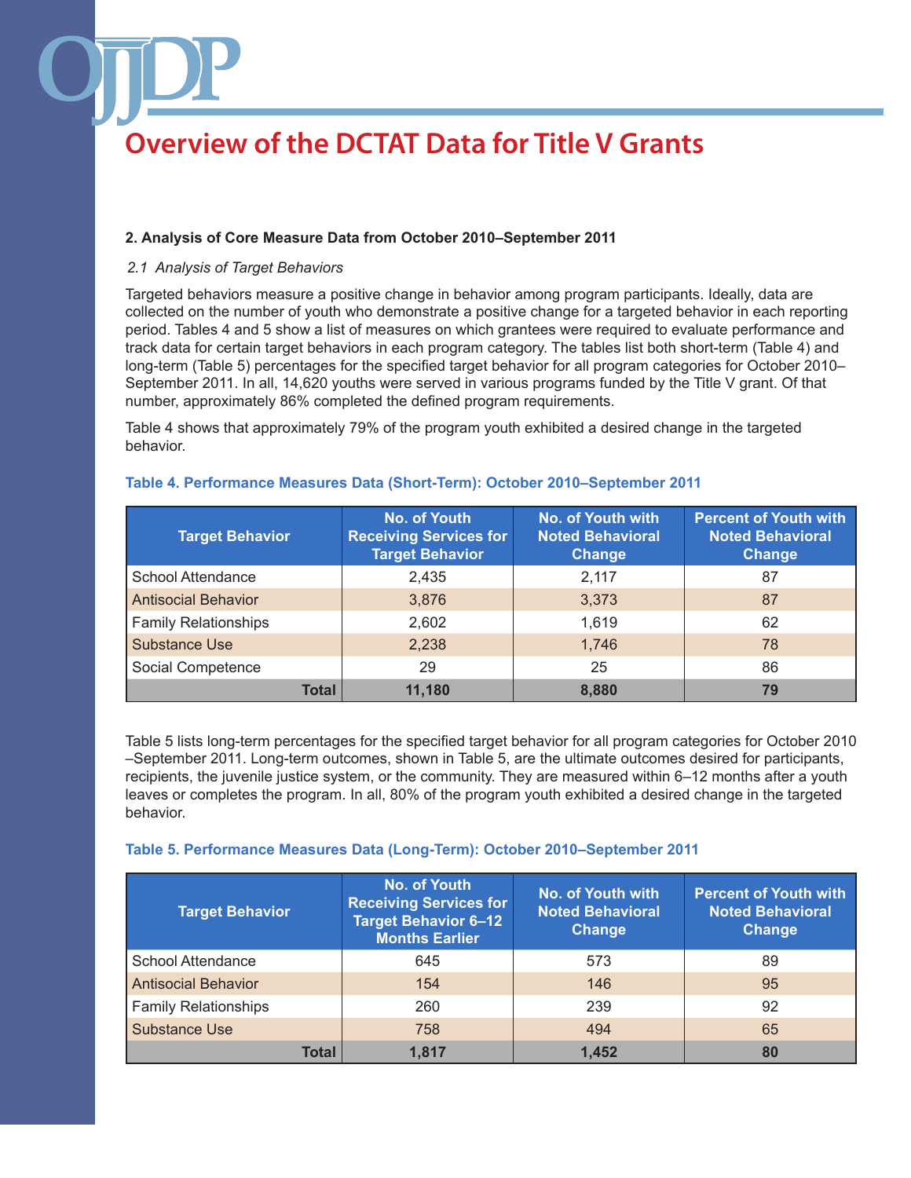# Overview of the DCTAT Data for Title V Grants

**2. Analysis of Core Measure Data from October 2010–September 2011**

*2.1 Analysis of Target Behaviors*

Targeted behaviors measure a positive change in behavior among program participants. Ideally, data are collected on the number of youth who demonstrate a positive change for a targeted behavior in each reporting period. Tables 4 and 5 show a list of measures on which grantees were required to evaluate performance and track data for certain target behaviors in each program category. The tables list both short-term (Table 4) and long-term (Table 5) percentages for the specified target behavior for all program categories for October 2010–September 2011. In all, 14,620 youths were served in various programs funded by the Title V grant. Of that number, approximately 86% completed the defined program requirements.

Table 4 shows that approximately 79% of the program youth exhibited a desired change in the targeted behavior.

**Table 4. Performance Measures Data (Short-Term): October 2010–September 2011**

| Target Behavior | No. of Youth Receiving Services for Target Behavior | No. of Youth with Noted Behavioral Change | Percent of Youth with Noted Behavioral Change |
|---|---|---|---|
| School Attendance | 2,435 | 2,117 | 87 |
| Antisocial Behavior | 3,876 | 3,373 | 87 |
| Family Relationships | 2,602 | 1,619 | 62 |
| Substance Use | 2,238 | 1,746 | 78 |
| Social Competence | 29 | 25 | 86 |
| **Total** | **11,180** | **8,880** | **79** |

Table 5 lists long-term percentages for the specified target behavior for all program categories for October 2010 –September 2011. Long-term outcomes, shown in Table 5, are the ultimate outcomes desired for participants, recipients, the juvenile justice system, or the community. They are measured within 6–12 months after a youth leaves or completes the program. In all, 80% of the program youth exhibited a desired change in the targeted behavior.

**Table 5. Performance Measures Data (Long-Term): October 2010–September 2011**

| Target Behavior | No. of Youth Receiving Services for Target Behavior 6–12 Months Earlier | No. of Youth with Noted Behavioral Change | Percent of Youth with Noted Behavioral Change |
|---|---|---|---|
| School Attendance | 645 | 573 | 89 |
| Antisocial Behavior | 154 | 146 | 95 |
| Family Relationships | 260 | 239 | 92 |
| Substance Use | 758 | 494 | 65 |
| **Total** | **1,817** | **1,452** | **80** |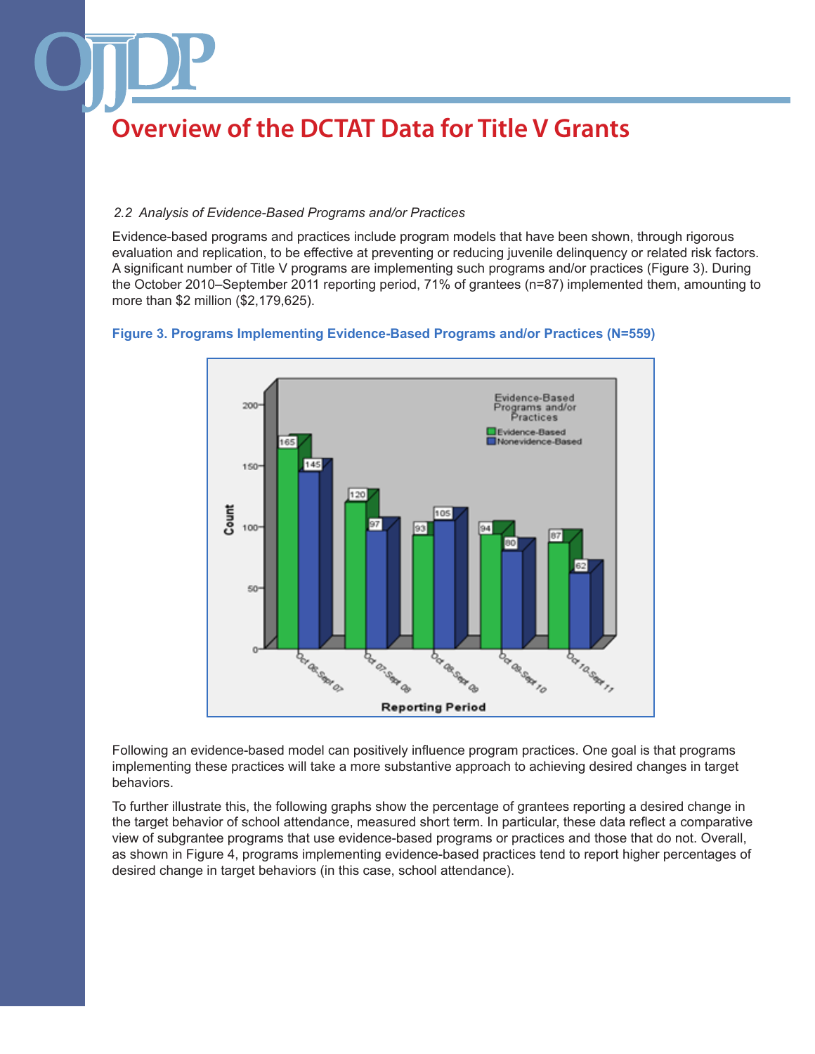# Overview of the DCTAT Data for Title V Grants

*2.2 Analysis of Evidence-Based Programs and/or Practices*

Evidence-based programs and practices include program models that have been shown, through rigorous evaluation and replication, to be effective at preventing or reducing juvenile delinquency or related risk factors. A significant number of Title V programs are implementing such programs and/or practices (Figure 3). During the October 2010–September 2011 reporting period, 71% of grantees (n=87) implemented them, amounting to more than $2 million ($2,179,625).

**Figure 3. Programs Implementing Evidence-Based Programs and/or Practices (N=559)**

| Reporting Period | Evidence-Based | Nonevidence-Based |
|---|---|---|
| Oct 06-Sept 07 | 165 | 145 |
| Oct 07-Sept 08 | 120 | 97 |
| Oct 08-Sept 09 | 93 | 105 |
| Oct 09-Sept 10 | 94 | 80 |
| Oct 10-Sept 11 | 87 | 62 |

Following an evidence-based model can positively influence program practices. One goal is that programs implementing these practices will take a more substantive approach to achieving desired changes in target behaviors.

To further illustrate this, the following graphs show the percentage of grantees reporting a desired change in the target behavior of school attendance, measured short term. In particular, these data reflect a comparative view of subgrantee programs that use evidence-based programs or practices and those that do not. Overall, as shown in Figure 4, programs implementing evidence-based practices tend to report higher percentages of desired change in target behaviors (in this case, school attendance).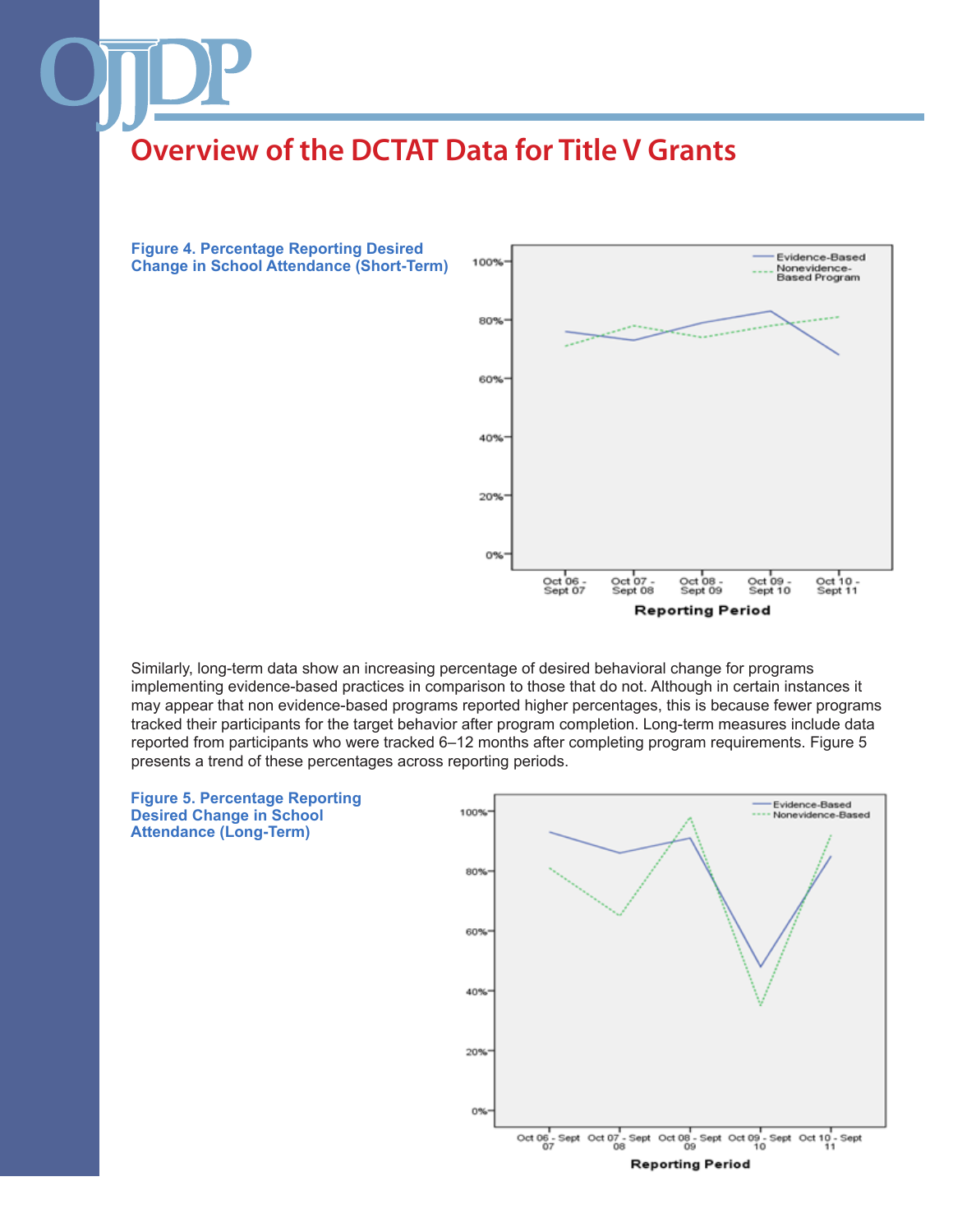# Overview of the DCTAT Data for Title V Grants

**Figure 4. Percentage Reporting Desired Change in School Attendance (Short-Term)**

Similarly, long-term data show an increasing percentage of desired behavioral change for programs implementing evidence-based practices in comparison to those that do not. Although in certain instances it may appear that non evidence-based programs reported higher percentages, this is because fewer programs tracked their participants for the target behavior after program completion. Long-term measures include data reported from participants who were tracked 6–12 months after completing program requirements. Figure 5 presents a trend of these percentages across reporting periods.

**Figure 5. Percentage Reporting Desired Change in School Attendance (Long-Term)**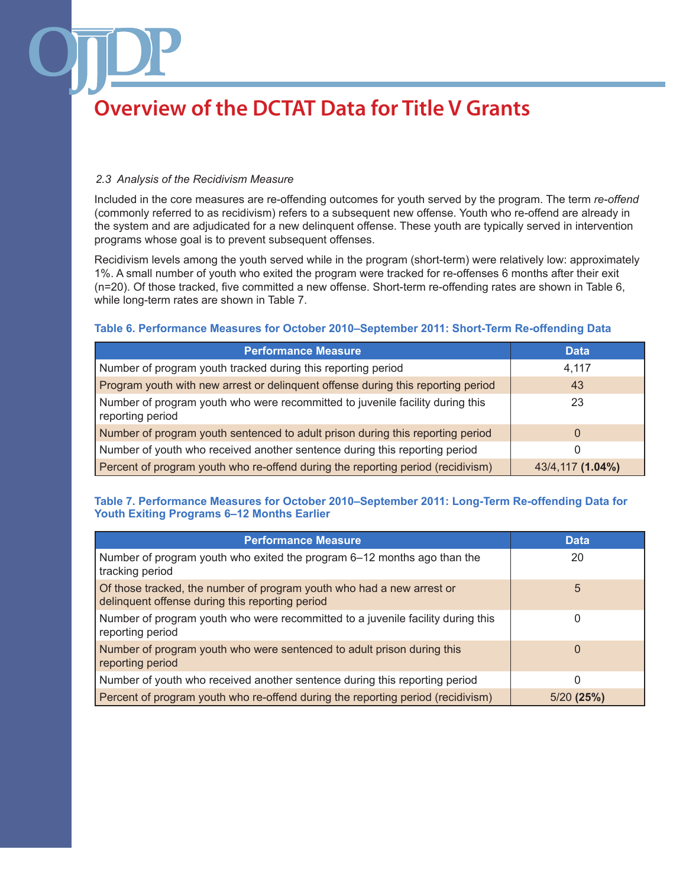# Overview of the DCTAT Data for Title V Grants

*2.3 Analysis of the Recidivism Measure*

Included in the core measures are re-offending outcomes for youth served by the program. The term *re-offend* (commonly referred to as recidivism) refers to a subsequent new offense. Youth who re-offend are already in the system and are adjudicated for a new delinquent offense. These youth are typically served in intervention programs whose goal is to prevent subsequent offenses.

Recidivism levels among the youth served while in the program (short-term) were relatively low: approximately 1%. A small number of youth who exited the program were tracked for re-offenses 6 months after their exit (n=20). Of those tracked, five committed a new offense. Short-term re-offending rates are shown in Table 6, while long-term rates are shown in Table 7.

**Table 6. Performance Measures for October 2010–September 2011: Short-Term Re-offending Data**

| Performance Measure | Data |
|---|---|
| Number of program youth tracked during this reporting period | 4,117 |
| Program youth with new arrest or delinquent offense during this reporting period | 43 |
| Number of program youth who were recommitted to juvenile facility during this reporting period | 23 |
| Number of program youth sentenced to adult prison during this reporting period | 0 |
| Number of youth who received another sentence during this reporting period | 0 |
| Percent of program youth who re-offend during the reporting period (recidivism) | 43/4,117 **(1.04%)** |

**Table 7. Performance Measures for October 2010–September 2011: Long-Term Re-offending Data for Youth Exiting Programs 6–12 Months Earlier**

| Performance Measure | Data |
|---|---|
| Number of program youth who exited the program 6–12 months ago than the tracking period | 20 |
| Of those tracked, the number of program youth who had a new arrest or delinquent offense during this reporting period | 5 |
| Number of program youth who were recommitted to a juvenile facility during this reporting period | 0 |
| Number of program youth who were sentenced to adult prison during this reporting period | 0 |
| Number of youth who received another sentence during this reporting period | 0 |
| Percent of program youth who re-offend during the reporting period (recidivism) | 5/20 **(25%)** |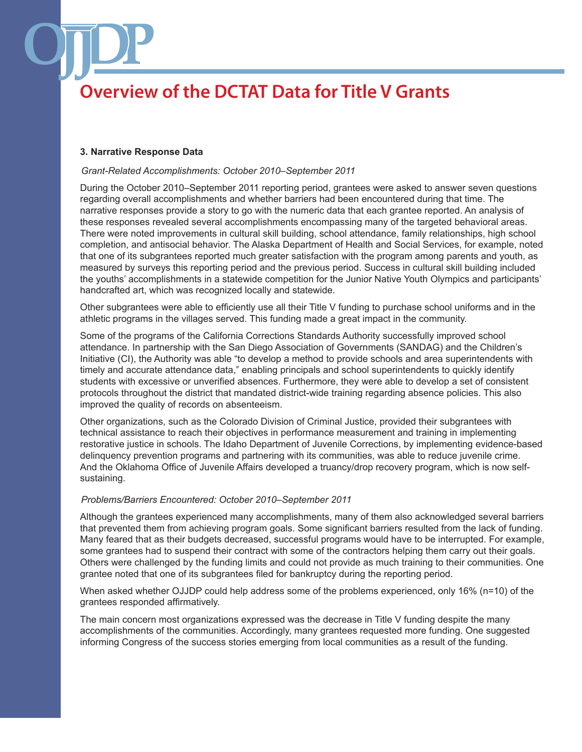# Overview of the DCTAT Data for Title V Grants

### 3. Narrative Response Data

*Grant-Related Accomplishments: October 2010–September 2011*

During the October 2010–September 2011 reporting period, grantees were asked to answer seven questions regarding overall accomplishments and whether barriers had been encountered during that time. The narrative responses provide a story to go with the numeric data that each grantee reported. An analysis of these responses revealed several accomplishments encompassing many of the targeted behavioral areas. There were noted improvements in cultural skill building, school attendance, family relationships, high school completion, and antisocial behavior. The Alaska Department of Health and Social Services, for example, noted that one of its subgrantees reported much greater satisfaction with the program among parents and youth, as measured by surveys this reporting period and the previous period. Success in cultural skill building included the youths' accomplishments in a statewide competition for the Junior Native Youth Olympics and participants' handcrafted art, which was recognized locally and statewide.

Other subgrantees were able to efficiently use all their Title V funding to purchase school uniforms and in the athletic programs in the villages served. This funding made a great impact in the community.

Some of the programs of the California Corrections Standards Authority successfully improved school attendance. In partnership with the San Diego Association of Governments (SANDAG) and the Children's Initiative (CI), the Authority was able "to develop a method to provide schools and area superintendents with timely and accurate attendance data," enabling principals and school superintendents to quickly identify students with excessive or unverified absences. Furthermore, they were able to develop a set of consistent protocols throughout the district that mandated district-wide training regarding absence policies. This also improved the quality of records on absenteeism.

Other organizations, such as the Colorado Division of Criminal Justice, provided their subgrantees with technical assistance to reach their objectives in performance measurement and training in implementing restorative justice in schools. The Idaho Department of Juvenile Corrections, by implementing evidence-based delinquency prevention programs and partnering with its communities, was able to reduce juvenile crime. And the Oklahoma Office of Juvenile Affairs developed a truancy/drop recovery program, which is now self-sustaining.

*Problems/Barriers Encountered: October 2010–September 2011*

Although the grantees experienced many accomplishments, many of them also acknowledged several barriers that prevented them from achieving program goals. Some significant barriers resulted from the lack of funding. Many feared that as their budgets decreased, successful programs would have to be interrupted. For example, some grantees had to suspend their contract with some of the contractors helping them carry out their goals. Others were challenged by the funding limits and could not provide as much training to their communities. One grantee noted that one of its subgrantees filed for bankruptcy during the reporting period.

When asked whether OJJDP could help address some of the problems experienced, only 16% (n=10) of the grantees responded affirmatively.

The main concern most organizations expressed was the decrease in Title V funding despite the many accomplishments of the communities. Accordingly, many grantees requested more funding. One suggested informing Congress of the success stories emerging from local communities as a result of the funding.